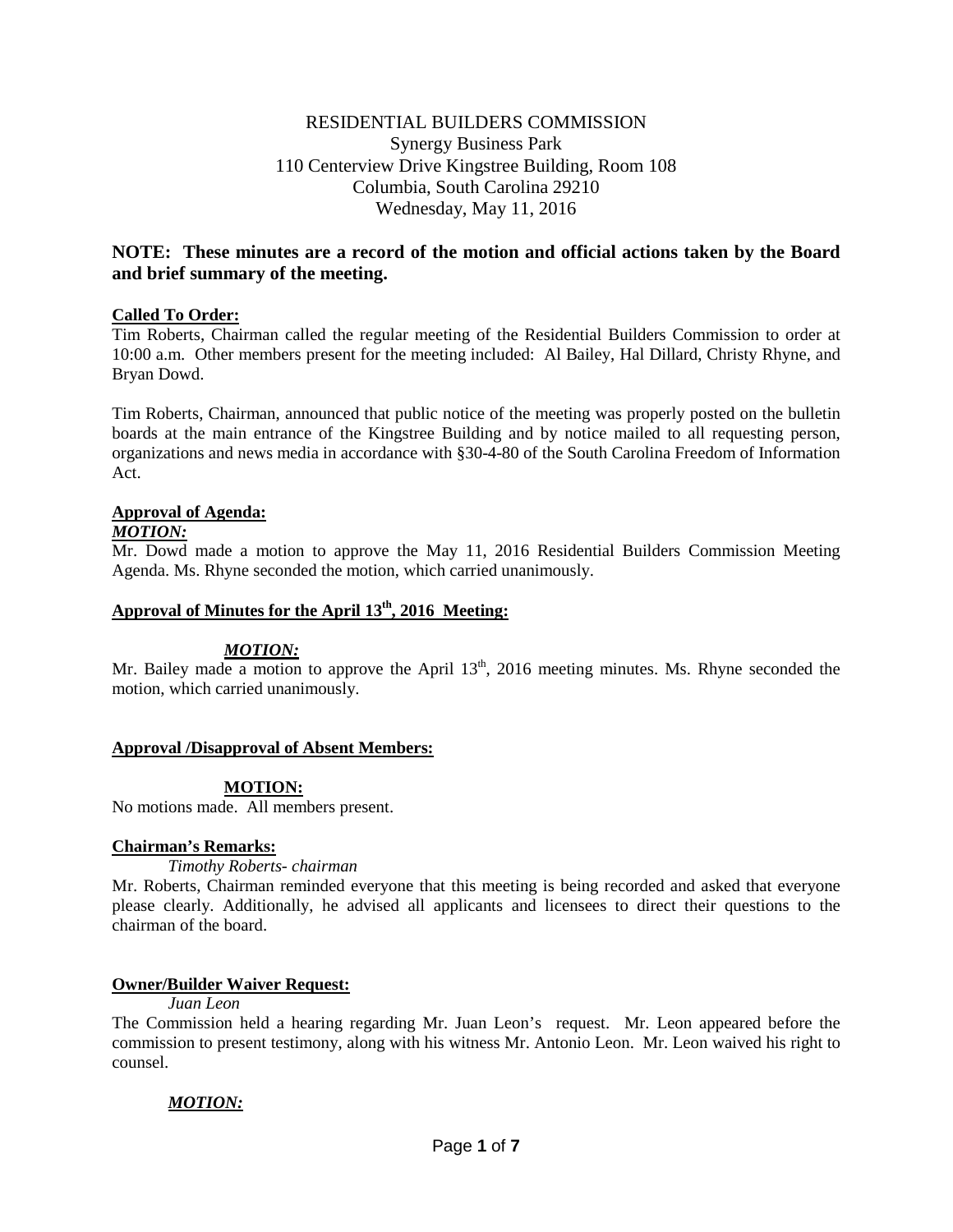RESIDENTIAL BUILDERS COMMISSION
Synergy Business Park
110 Centerview Drive Kingstree Building, Room 108
Columbia, South Carolina 29210
Wednesday, May 11, 2016

**NOTE: These minutes are a record of the motion and official actions taken by the Board and brief summary of the meeting.**

**Called To Order:**

Tim Roberts, Chairman called the regular meeting of the Residential Builders Commission to order at 10:00 a.m. Other members present for the meeting included: Al Bailey, Hal Dillard, Christy Rhyne, and Bryan Dowd.

Tim Roberts, Chairman, announced that public notice of the meeting was properly posted on the bulletin boards at the main entrance of the Kingstree Building and by notice mailed to all requesting person, organizations and news media in accordance with §30-4-80 of the South Carolina Freedom of Information Act.

**Approval of Agenda:**

***MOTION:***

Mr. Dowd made a motion to approve the May 11, 2016 Residential Builders Commission Meeting Agenda. Ms. Rhyne seconded the motion, which carried unanimously.

**Approval of Minutes for the April 13th, 2016 Meeting:**

***MOTION:***

Mr. Bailey made a motion to approve the April 13th, 2016 meeting minutes. Ms. Rhyne seconded the motion, which carried unanimously.

**Approval /Disapproval of Absent Members:**

**MOTION:**

No motions made. All members present.

**Chairman's Remarks:**

*Timothy Roberts- chairman*

Mr. Roberts, Chairman reminded everyone that this meeting is being recorded and asked that everyone please clearly. Additionally, he advised all applicants and licensees to direct their questions to the chairman of the board.

**Owner/Builder Waiver Request:**

*Juan Leon*

The Commission held a hearing regarding Mr. Juan Leon's request. Mr. Leon appeared before the commission to present testimony, along with his witness Mr. Antonio Leon. Mr. Leon waived his right to counsel.

***MOTION:***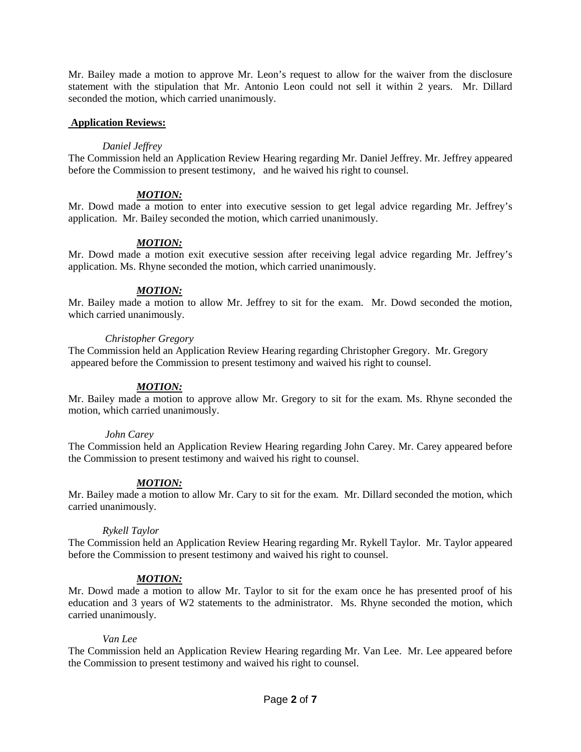Mr. Bailey made a motion to approve Mr. Leon's request to allow for the waiver from the disclosure statement with the stipulation that Mr. Antonio Leon could not sell it within 2 years. Mr. Dillard seconded the motion, which carried unanimously.

**Application Reviews:**

*Daniel Jeffrey*

The Commission held an Application Review Hearing regarding Mr. Daniel Jeffrey. Mr. Jeffrey appeared before the Commission to present testimony, and he waived his right to counsel.

***MOTION:***

Mr. Dowd made a motion to enter into executive session to get legal advice regarding Mr. Jeffrey's application. Mr. Bailey seconded the motion, which carried unanimously.

***MOTION:***

Mr. Dowd made a motion exit executive session after receiving legal advice regarding Mr. Jeffrey's application. Ms. Rhyne seconded the motion, which carried unanimously.

***MOTION:***

Mr. Bailey made a motion to allow Mr. Jeffrey to sit for the exam. Mr. Dowd seconded the motion, which carried unanimously.

*Christopher Gregory*

The Commission held an Application Review Hearing regarding Christopher Gregory. Mr. Gregory appeared before the Commission to present testimony and waived his right to counsel.

***MOTION:***

Mr. Bailey made a motion to approve allow Mr. Gregory to sit for the exam. Ms. Rhyne seconded the motion, which carried unanimously.

*John Carey*

The Commission held an Application Review Hearing regarding John Carey. Mr. Carey appeared before the Commission to present testimony and waived his right to counsel.

***MOTION:***

Mr. Bailey made a motion to allow Mr. Cary to sit for the exam. Mr. Dillard seconded the motion, which carried unanimously.

*Rykell Taylor*

The Commission held an Application Review Hearing regarding Mr. Rykell Taylor. Mr. Taylor appeared before the Commission to present testimony and waived his right to counsel.

***MOTION:***

Mr. Dowd made a motion to allow Mr. Taylor to sit for the exam once he has presented proof of his education and 3 years of W2 statements to the administrator. Ms. Rhyne seconded the motion, which carried unanimously.

*Van Lee*

The Commission held an Application Review Hearing regarding Mr. Van Lee. Mr. Lee appeared before the Commission to present testimony and waived his right to counsel.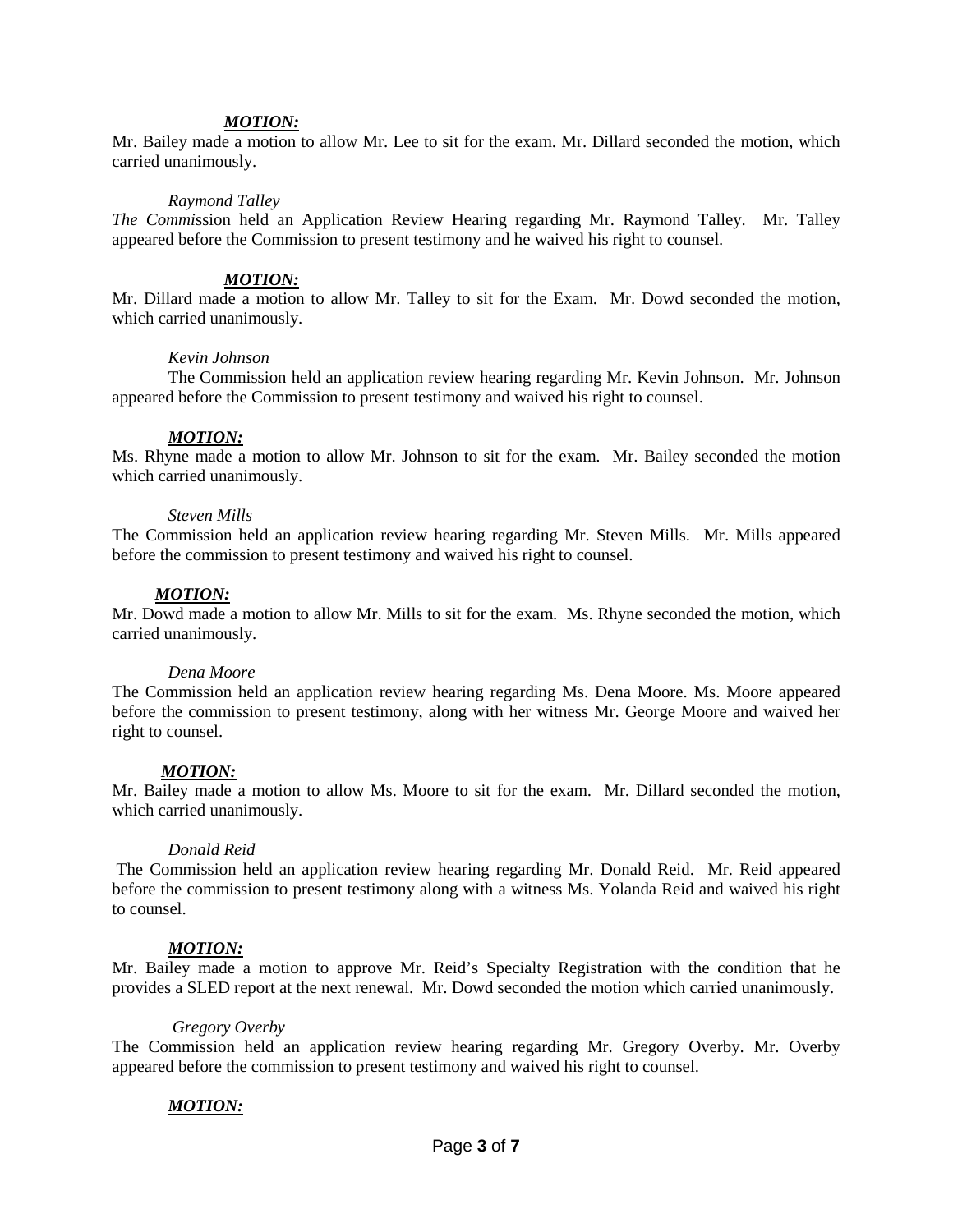***MOTION:***

Mr. Bailey made a motion to allow Mr. Lee to sit for the exam. Mr. Dillard seconded the motion, which carried unanimously.

*Raymond Talley*

*The Commis*sion held an Application Review Hearing regarding Mr. Raymond Talley. Mr. Talley appeared before the Commission to present testimony and he waived his right to counsel.

***MOTION:***

Mr. Dillard made a motion to allow Mr. Talley to sit for the Exam. Mr. Dowd seconded the motion, which carried unanimously.

*Kevin Johnson*

The Commission held an application review hearing regarding Mr. Kevin Johnson. Mr. Johnson appeared before the Commission to present testimony and waived his right to counsel.

***MOTION:***

Ms. Rhyne made a motion to allow Mr. Johnson to sit for the exam. Mr. Bailey seconded the motion which carried unanimously.

*Steven Mills*

The Commission held an application review hearing regarding Mr. Steven Mills. Mr. Mills appeared before the commission to present testimony and waived his right to counsel.

***MOTION:***

Mr. Dowd made a motion to allow Mr. Mills to sit for the exam. Ms. Rhyne seconded the motion, which carried unanimously.

*Dena Moore*

The Commission held an application review hearing regarding Ms. Dena Moore. Ms. Moore appeared before the commission to present testimony, along with her witness Mr. George Moore and waived her right to counsel.

***MOTION:***

Mr. Bailey made a motion to allow Ms. Moore to sit for the exam. Mr. Dillard seconded the motion, which carried unanimously.

*Donald Reid*

The Commission held an application review hearing regarding Mr. Donald Reid. Mr. Reid appeared before the commission to present testimony along with a witness Ms. Yolanda Reid and waived his right to counsel.

***MOTION:***

Mr. Bailey made a motion to approve Mr. Reid's Specialty Registration with the condition that he provides a SLED report at the next renewal. Mr. Dowd seconded the motion which carried unanimously.

*Gregory Overby*

The Commission held an application review hearing regarding Mr. Gregory Overby. Mr. Overby appeared before the commission to present testimony and waived his right to counsel.

***MOTION:***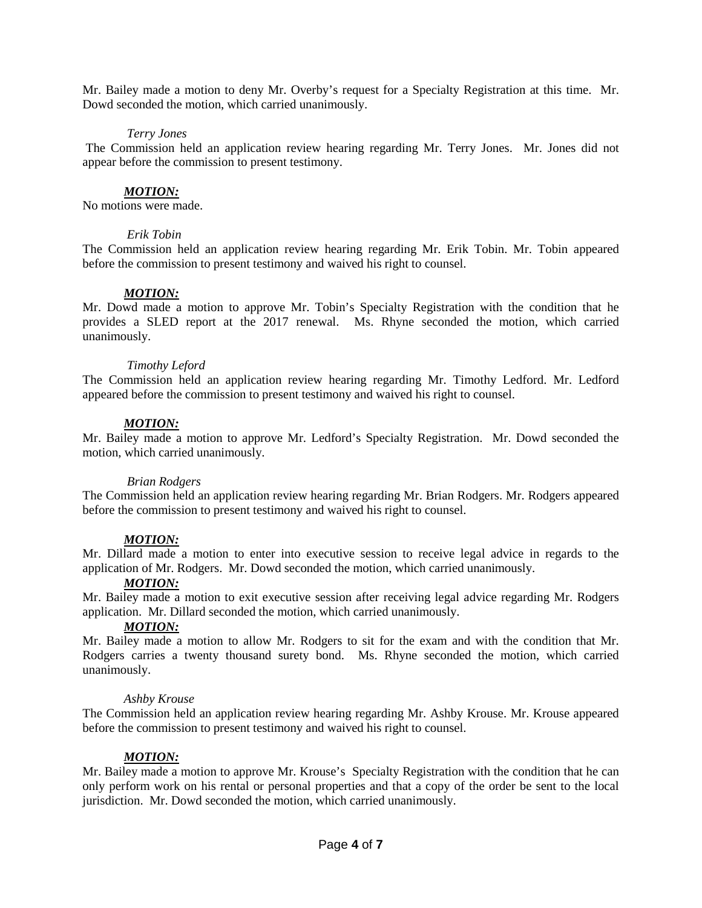Mr. Bailey made a motion to deny Mr. Overby's request for a Specialty Registration at this time. Mr. Dowd seconded the motion, which carried unanimously.

*Terry Jones*

The Commission held an application review hearing regarding Mr. Terry Jones. Mr. Jones did not appear before the commission to present testimony.

***MOTION:***

No motions were made.

*Erik Tobin*

The Commission held an application review hearing regarding Mr. Erik Tobin. Mr. Tobin appeared before the commission to present testimony and waived his right to counsel.

***MOTION:***

Mr. Dowd made a motion to approve Mr. Tobin's Specialty Registration with the condition that he provides a SLED report at the 2017 renewal. Ms. Rhyne seconded the motion, which carried unanimously.

*Timothy Leford*

The Commission held an application review hearing regarding Mr. Timothy Ledford. Mr. Ledford appeared before the commission to present testimony and waived his right to counsel.

***MOTION:***

Mr. Bailey made a motion to approve Mr. Ledford's Specialty Registration. Mr. Dowd seconded the motion, which carried unanimously.

*Brian Rodgers*

The Commission held an application review hearing regarding Mr. Brian Rodgers. Mr. Rodgers appeared before the commission to present testimony and waived his right to counsel.

***MOTION:***

Mr. Dillard made a motion to enter into executive session to receive legal advice in regards to the application of Mr. Rodgers. Mr. Dowd seconded the motion, which carried unanimously.

***MOTION:***

Mr. Bailey made a motion to exit executive session after receiving legal advice regarding Mr. Rodgers application. Mr. Dillard seconded the motion, which carried unanimously.

***MOTION:***

Mr. Bailey made a motion to allow Mr. Rodgers to sit for the exam and with the condition that Mr. Rodgers carries a twenty thousand surety bond. Ms. Rhyne seconded the motion, which carried unanimously.

*Ashby Krouse*

The Commission held an application review hearing regarding Mr. Ashby Krouse. Mr. Krouse appeared before the commission to present testimony and waived his right to counsel.

***MOTION:***

Mr. Bailey made a motion to approve Mr. Krouse's Specialty Registration with the condition that he can only perform work on his rental or personal properties and that a copy of the order be sent to the local jurisdiction. Mr. Dowd seconded the motion, which carried unanimously.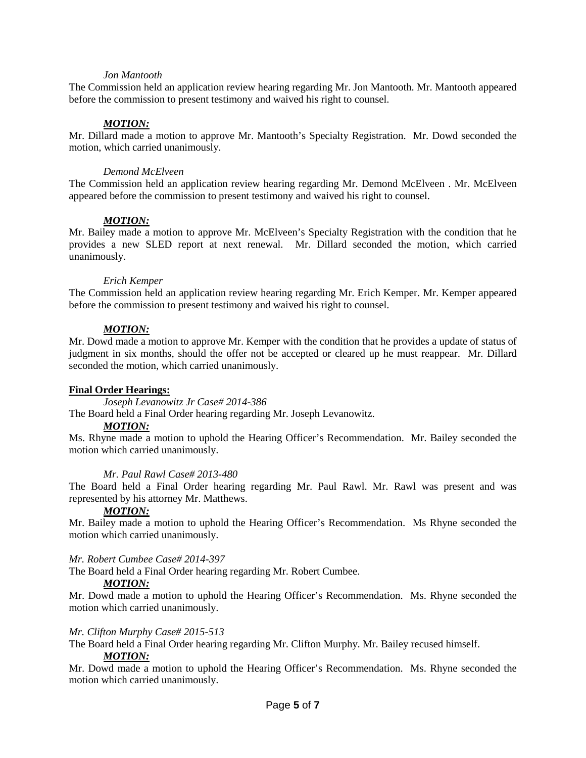*Jon Mantooth*

The Commission held an application review hearing regarding Mr. Jon Mantooth. Mr. Mantooth appeared before the commission to present testimony and waived his right to counsel.

***MOTION:***

Mr. Dillard made a motion to approve Mr. Mantooth's Specialty Registration. Mr. Dowd seconded the motion, which carried unanimously.

*Demond McElveen*

The Commission held an application review hearing regarding Mr. Demond McElveen . Mr. McElveen appeared before the commission to present testimony and waived his right to counsel.

***MOTION:***

Mr. Bailey made a motion to approve Mr. McElveen's Specialty Registration with the condition that he provides a new SLED report at next renewal. Mr. Dillard seconded the motion, which carried unanimously.

*Erich Kemper*

The Commission held an application review hearing regarding Mr. Erich Kemper. Mr. Kemper appeared before the commission to present testimony and waived his right to counsel.

***MOTION:***

Mr. Dowd made a motion to approve Mr. Kemper with the condition that he provides a update of status of judgment in six months, should the offer not be accepted or cleared up he must reappear. Mr. Dillard seconded the motion, which carried unanimously.

**Final Order Hearings:**

*Joseph Levanowitz Jr Case# 2014-386*

The Board held a Final Order hearing regarding Mr. Joseph Levanowitz.

***MOTION:***

Ms. Rhyne made a motion to uphold the Hearing Officer's Recommendation. Mr. Bailey seconded the motion which carried unanimously.

*Mr. Paul Rawl Case# 2013-480*

The Board held a Final Order hearing regarding Mr. Paul Rawl. Mr. Rawl was present and was represented by his attorney Mr. Matthews.

***MOTION:***

Mr. Bailey made a motion to uphold the Hearing Officer's Recommendation. Ms Rhyne seconded the motion which carried unanimously.

*Mr. Robert Cumbee Case# 2014-397*

The Board held a Final Order hearing regarding Mr. Robert Cumbee.

***MOTION:***

Mr. Dowd made a motion to uphold the Hearing Officer's Recommendation. Ms. Rhyne seconded the motion which carried unanimously.

*Mr. Clifton Murphy Case# 2015-513*

The Board held a Final Order hearing regarding Mr. Clifton Murphy. Mr. Bailey recused himself.

***MOTION:***

Mr. Dowd made a motion to uphold the Hearing Officer's Recommendation. Ms. Rhyne seconded the motion which carried unanimously.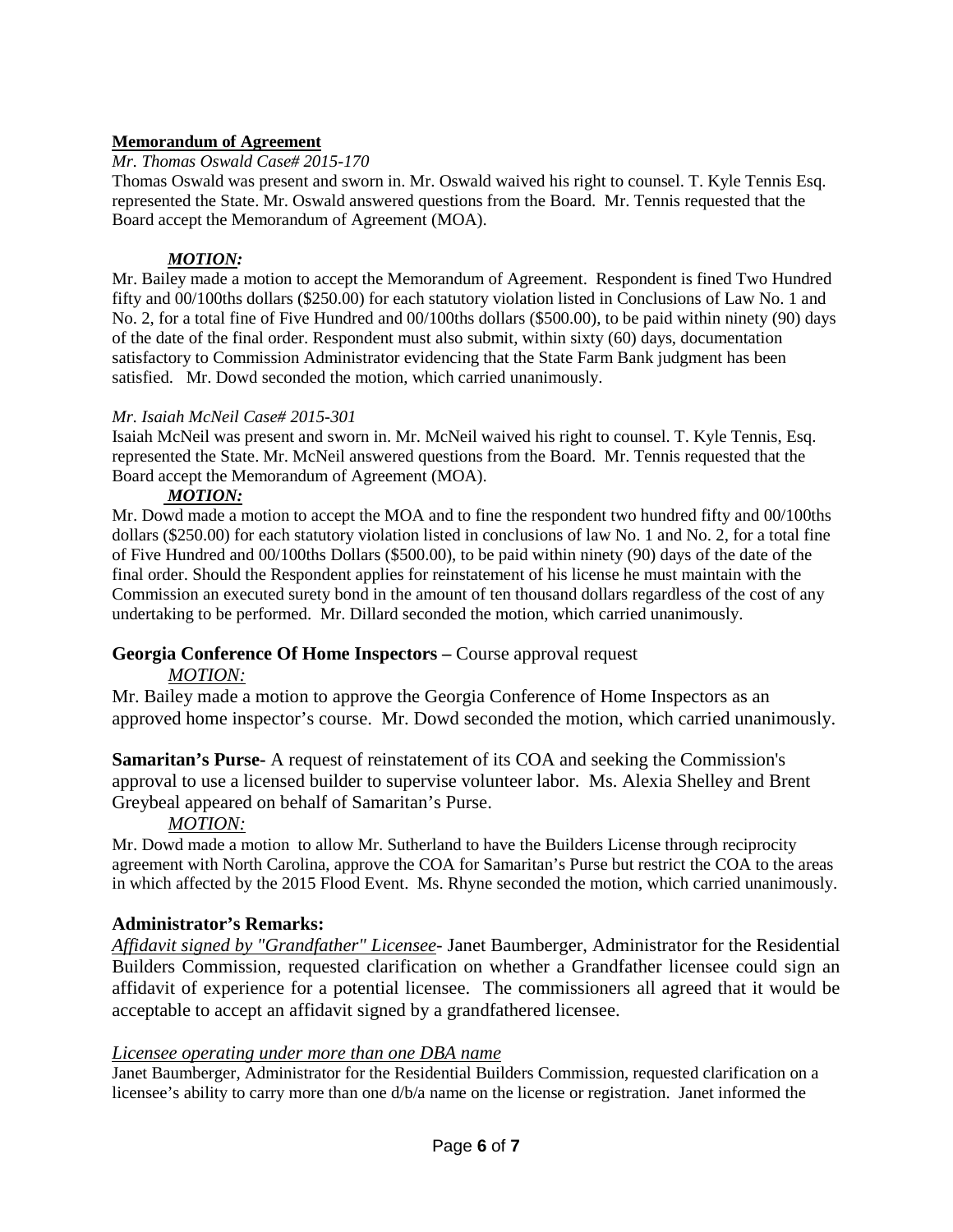**Memorandum of Agreement**

*Mr. Thomas Oswald Case# 2015-170*

Thomas Oswald was present and sworn in. Mr. Oswald waived his right to counsel. T. Kyle Tennis Esq. represented the State. Mr. Oswald answered questions from the Board. Mr. Tennis requested that the Board accept the Memorandum of Agreement (MOA).

***MOTION:***

Mr. Bailey made a motion to accept the Memorandum of Agreement. Respondent is fined Two Hundred fifty and 00/100ths dollars ($250.00) for each statutory violation listed in Conclusions of Law No. 1 and No. 2, for a total fine of Five Hundred and 00/100ths dollars ($500.00), to be paid within ninety (90) days of the date of the final order. Respondent must also submit, within sixty (60) days, documentation satisfactory to Commission Administrator evidencing that the State Farm Bank judgment has been satisfied. Mr. Dowd seconded the motion, which carried unanimously.

*Mr. Isaiah McNeil Case# 2015-301*

Isaiah McNeil was present and sworn in. Mr. McNeil waived his right to counsel. T. Kyle Tennis, Esq. represented the State. Mr. McNeil answered questions from the Board. Mr. Tennis requested that the Board accept the Memorandum of Agreement (MOA).

***MOTION:***

Mr. Dowd made a motion to accept the MOA and to fine the respondent two hundred fifty and 00/100ths dollars ($250.00) for each statutory violation listed in conclusions of law No. 1 and No. 2, for a total fine of Five Hundred and 00/100ths Dollars ($500.00), to be paid within ninety (90) days of the date of the final order. Should the Respondent applies for reinstatement of his license he must maintain with the Commission an executed surety bond in the amount of ten thousand dollars regardless of the cost of any undertaking to be performed. Mr. Dillard seconded the motion, which carried unanimously.

**Georgia Conference Of Home Inspectors –** Course approval request

*MOTION:*

Mr. Bailey made a motion to approve the Georgia Conference of Home Inspectors as an approved home inspector's course. Mr. Dowd seconded the motion, which carried unanimously.

**Samaritan's Purse**- A request of reinstatement of its COA and seeking the Commission's approval to use a licensed builder to supervise volunteer labor. Ms. Alexia Shelley and Brent Greybeal appeared on behalf of Samaritan's Purse.

*MOTION:*

Mr. Dowd made a motion to allow Mr. Sutherland to have the Builders License through reciprocity agreement with North Carolina, approve the COA for Samaritan's Purse but restrict the COA to the areas in which affected by the 2015 Flood Event. Ms. Rhyne seconded the motion, which carried unanimously.

**Administrator's Remarks:**

*Affidavit signed by "Grandfather" Licensee*- Janet Baumberger, Administrator for the Residential Builders Commission, requested clarification on whether a Grandfather licensee could sign an affidavit of experience for a potential licensee. The commissioners all agreed that it would be acceptable to accept an affidavit signed by a grandfathered licensee.

*Licensee operating under more than one DBA name*

Janet Baumberger, Administrator for the Residential Builders Commission, requested clarification on a licensee's ability to carry more than one d/b/a name on the license or registration. Janet informed the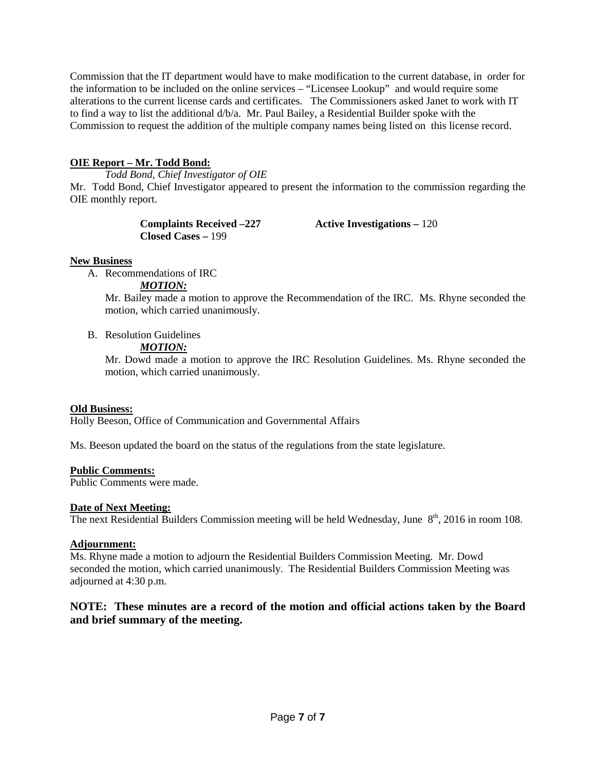Commission that the IT department would have to make modification to the current database, in order for the information to be included on the online services – "Licensee Lookup" and would require some alterations to the current license cards and certificates. The Commissioners asked Janet to work with IT to find a way to list the additional d/b/a. Mr. Paul Bailey, a Residential Builder spoke with the Commission to request the addition of the multiple company names being listed on this license record.

**OIE Report – Mr. Todd Bond:**

*Todd Bond, Chief Investigator of OIE*

Mr. Todd Bond, Chief Investigator appeared to present the information to the commission regarding the OIE monthly report.

**Complaints Received –227** **Active Investigations –** 120
**Closed Cases –** 199

**New Business**

A. Recommendations of IRC

***MOTION:***

Mr. Bailey made a motion to approve the Recommendation of the IRC. Ms. Rhyne seconded the motion, which carried unanimously.

B. Resolution Guidelines

***MOTION:***

Mr. Dowd made a motion to approve the IRC Resolution Guidelines. Ms. Rhyne seconded the motion, which carried unanimously.

**Old Business:**

Holly Beeson, Office of Communication and Governmental Affairs

Ms. Beeson updated the board on the status of the regulations from the state legislature.

**Public Comments:**

Public Comments were made.

**Date of Next Meeting:**

The next Residential Builders Commission meeting will be held Wednesday, June 8th, 2016 in room 108.

**Adjournment:**

Ms. Rhyne made a motion to adjourn the Residential Builders Commission Meeting. Mr. Dowd seconded the motion, which carried unanimously. The Residential Builders Commission Meeting was adjourned at 4:30 p.m.

**NOTE: These minutes are a record of the motion and official actions taken by the Board and brief summary of the meeting.**